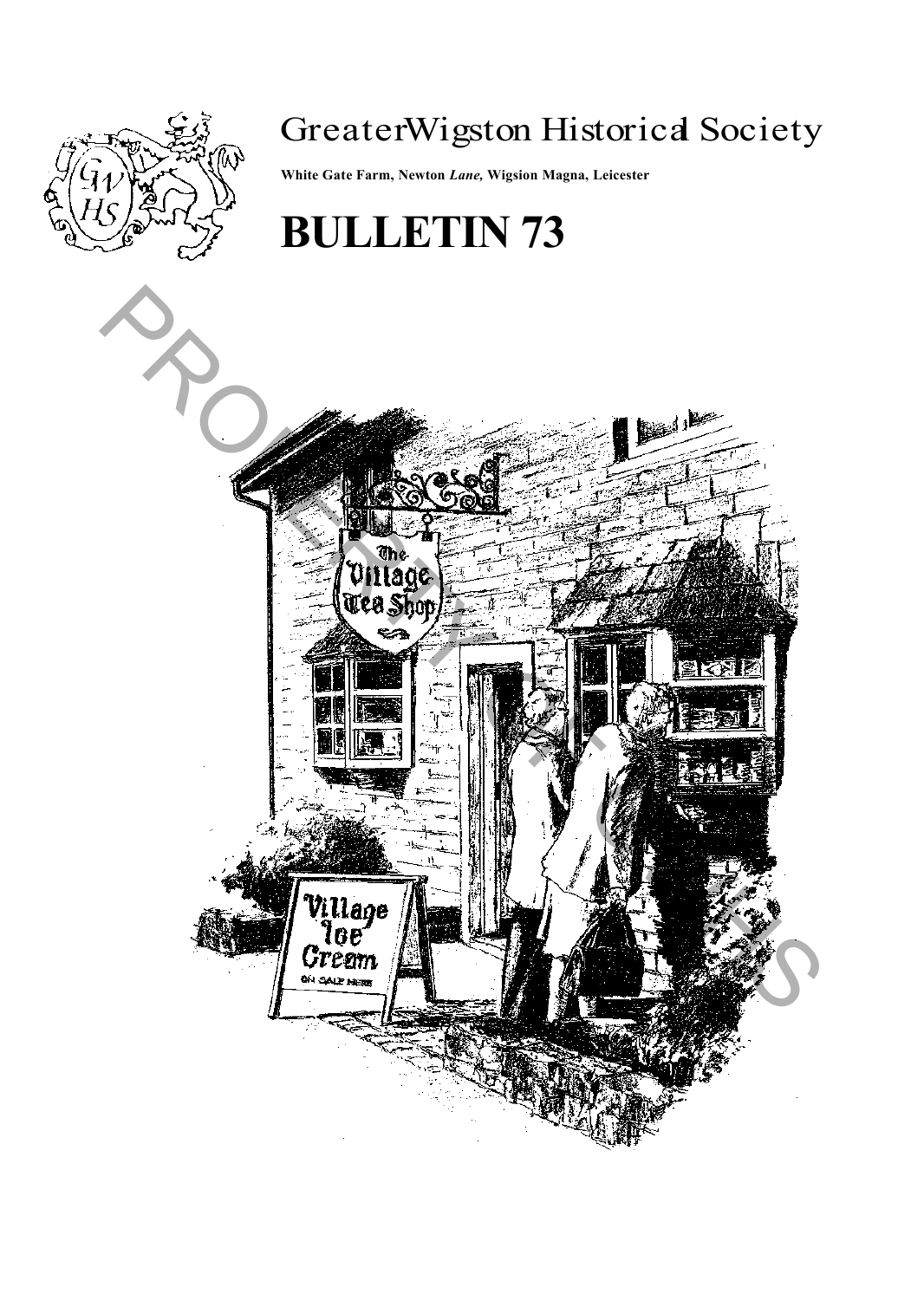# GreaterWigston Historical Society

**White Gate Farm, Newton *Lane,* Wigsion Magna, Leicester**

# BULLETIN 73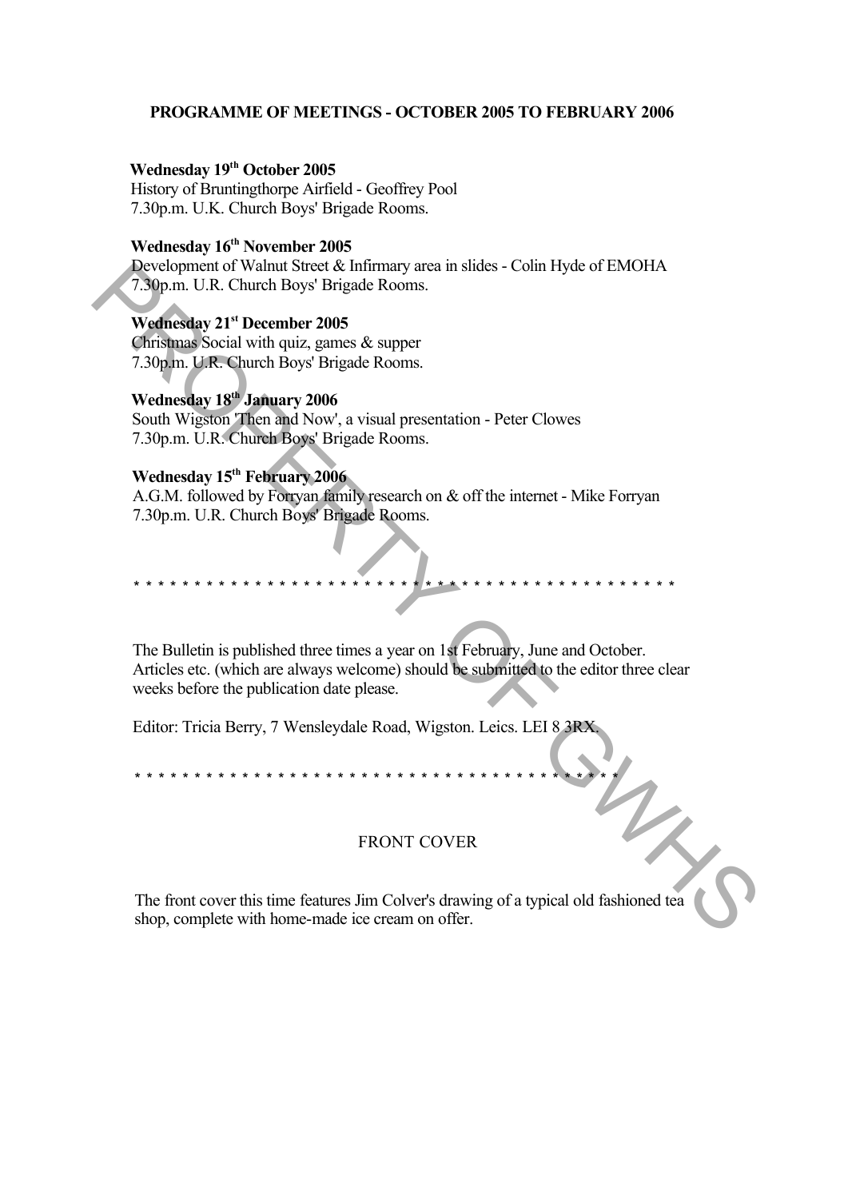## PROGRAMME OF MEETINGS - OCTOBER 2005 TO FEBRUARY 2006

**Wednesday 19th October 2005**
History of Bruntingthorpe Airfield - Geoffrey Pool
7.30p.m. U.K. Church Boys' Brigade Rooms.

**Wednesday 16th November 2005**
Development of Walnut Street & Infirmary area in slides - Colin Hyde of EMOHA
7.30p.m. U.R. Church Boys' Brigade Rooms.

**Wednesday 21st December 2005**
Christmas Social with quiz, games & supper
7.30p.m. U.R. Church Boys' Brigade Rooms.

**Wednesday 18th January 2006**
South Wigston 'Then and Now', a visual presentation - Peter Clowes
7.30p.m. U.R. Church Boys' Brigade Rooms.

**Wednesday 15th February 2006**
A.G.M. followed by Forryan family research on & off the internet - Mike Forryan
7.30p.m. U.R. Church Boys' Brigade Rooms.

\* \* \* \* \* \* \* \* \* \* \* \* \* \* \* \* \* \* \* \* \* \* \* \* \* \* \* \* \* \* \* \* \* \* \* \* \* \* \* \* \* \* \* \* \* \*

The Bulletin is published three times a year on 1st February, June and October. Articles etc. (which are always welcome) should be submitted to the editor three clear weeks before the publication date please.

Editor: Tricia Berry, 7 Wensleydale Road, Wigston. Leics. LEI 8 3RX.

\* \* \* \* \* \* \* \* \* \* \* \* \* \* \* \* \* \* \* \* \* \* \* \* \* \* \* \* \* \* \* \* \* \* \* \* \* \* \* \* \* \* \*

### FRONT COVER

The front cover this time features Jim Colver's drawing of a typical old fashioned tea shop, complete with home-made ice cream on offer.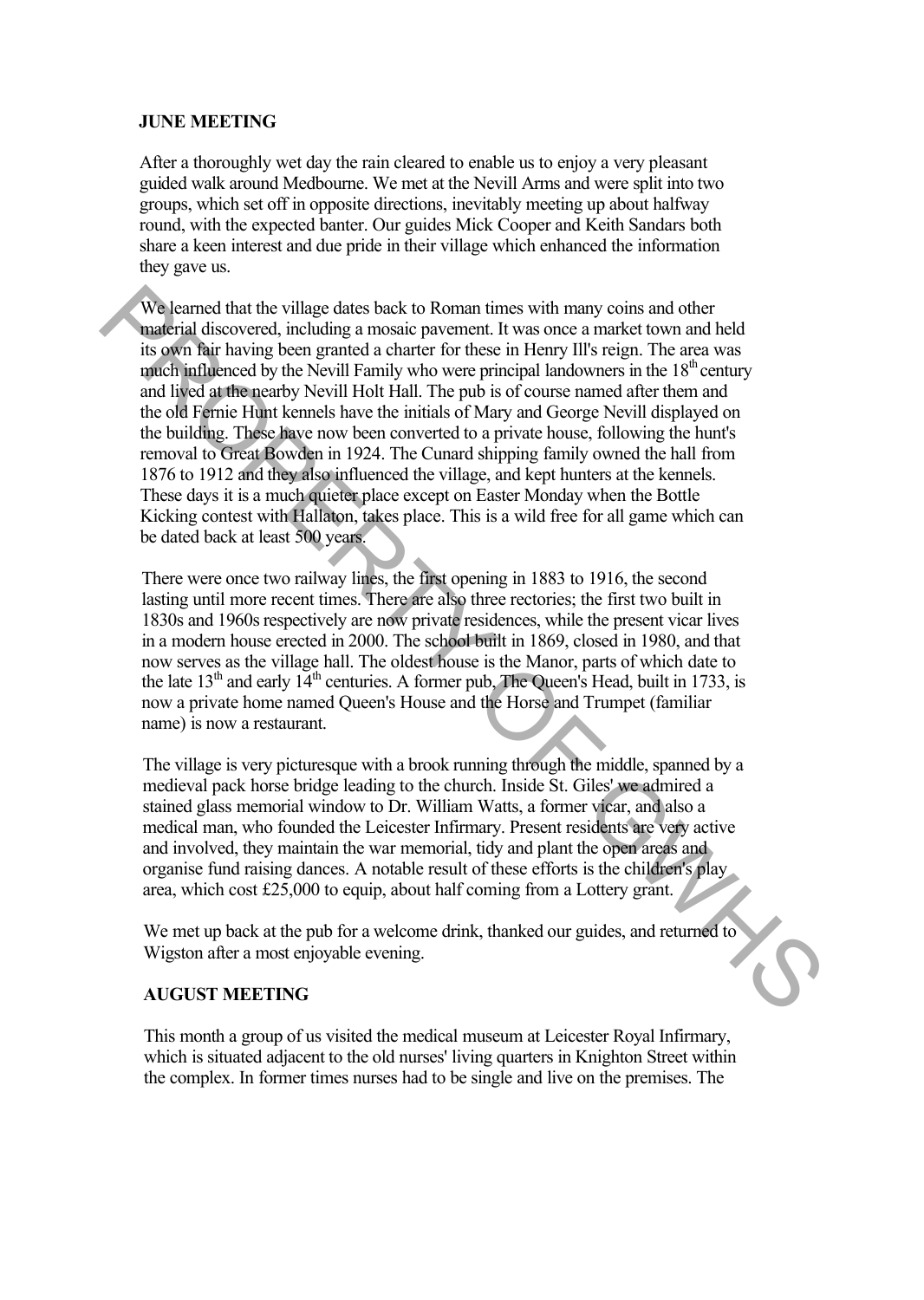**JUNE MEETING**

After a thoroughly wet day the rain cleared to enable us to enjoy a very pleasant guided walk around Medbourne. We met at the Nevill Arms and were split into two groups, which set off in opposite directions, inevitably meeting up about halfway round, with the expected banter. Our guides Mick Cooper and Keith Sandars both share a keen interest and due pride in their village which enhanced the information they gave us.

We learned that the village dates back to Roman times with many coins and other material discovered, including a mosaic pavement. It was once a market town and held its own fair having been granted a charter for these in Henry Ill's reign. The area was much influenced by the Nevill Family who were principal landowners in the 18th century and lived at the nearby Nevill Holt Hall. The pub is of course named after them and the old Fernie Hunt kennels have the initials of Mary and George Nevill displayed on the building. These have now been converted to a private house, following the hunt's removal to Great Bowden in 1924. The Cunard shipping family owned the hall from 1876 to 1912 and they also influenced the village, and kept hunters at the kennels. These days it is a much quieter place except on Easter Monday when the Bottle Kicking contest with Hallaton, takes place. This is a wild free for all game which can be dated back at least 500 years.

There were once two railway lines, the first opening in 1883 to 1916, the second lasting until more recent times. There are also three rectories; the first two built in 1830s and 1960s respectively are now private residences, while the present vicar lives in a modern house erected in 2000. The school built in 1869, closed in 1980, and that now serves as the village hall. The oldest house is the Manor, parts of which date to the late 13th and early 14th centuries. A former pub, The Queen's Head, built in 1733, is now a private home named Queen's House and the Horse and Trumpet (familiar name) is now a restaurant.

The village is very picturesque with a brook running through the middle, spanned by a medieval pack horse bridge leading to the church. Inside St. Giles' we admired a stained glass memorial window to Dr. William Watts, a former vicar, and also a medical man, who founded the Leicester Infirmary. Present residents are very active and involved, they maintain the war memorial, tidy and plant the open areas and organise fund raising dances. A notable result of these efforts is the children's play area, which cost £25,000 to equip, about half coming from a Lottery grant.

We met up back at the pub for a welcome drink, thanked our guides, and returned to Wigston after a most enjoyable evening.

**AUGUST MEETING**

This month a group of us visited the medical museum at Leicester Royal Infirmary, which is situated adjacent to the old nurses' living quarters in Knighton Street within the complex. In former times nurses had to be single and live on the premises. The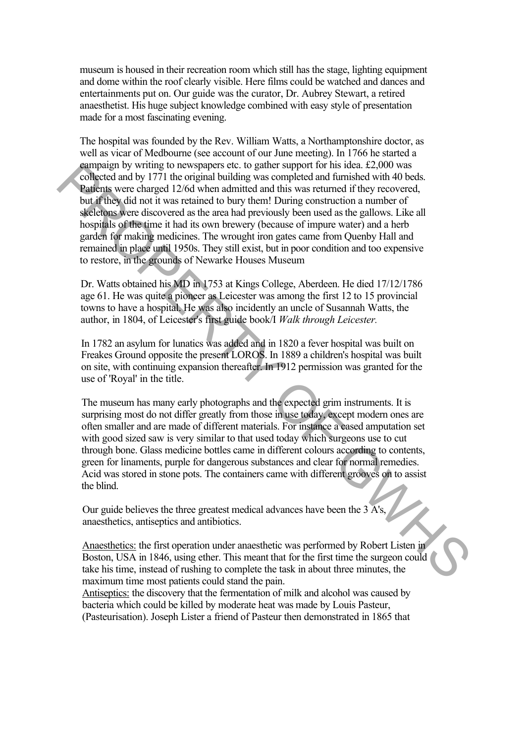museum is housed in their recreation room which still has the stage, lighting equipment and dome within the roof clearly visible. Here films could be watched and dances and entertainments put on. Our guide was the curator, Dr. Aubrey Stewart, a retired anaesthetist. His huge subject knowledge combined with easy style of presentation made for a most fascinating evening.

The hospital was founded by the Rev. William Watts, a Northamptonshire doctor, as well as vicar of Medbourne (see account of our June meeting). In 1766 he started a campaign by writing to newspapers etc. to gather support for his idea. £2,000 was collected and by 1771 the original building was completed and furnished with 40 beds. Patients were charged 12/6d when admitted and this was returned if they recovered, but if they did not it was retained to bury them! During construction a number of skeletons were discovered as the area had previously been used as the gallows. Like all hospitals of the time it had its own brewery (because of impure water) and a herb garden for making medicines. The wrought iron gates came from Quenby Hall and remained in place until 1950s. They still exist, but in poor condition and too expensive to restore, in the grounds of Newarke Houses Museum

Dr. Watts obtained his MD in 1753 at Kings College, Aberdeen. He died 17/12/1786 age 61. He was quite a pioneer as Leicester was among the first 12 to 15 provincial towns to have a hospital. He was also incidently an uncle of Susannah Watts, the author, in 1804, of Leicester's first guide book/I *Walk through Leicester.*

In 1782 an asylum for lunatics was added and in 1820 a fever hospital was built on Freakes Ground opposite the present LOROS. In 1889 a children's hospital was built on site, with continuing expansion thereafter. In 1912 permission was granted for the use of 'Royal' in the title.

The museum has many early photographs and the expected grim instruments. It is surprising most do not differ greatly from those in use today, except modern ones are often smaller and are made of different materials. For instance a cased amputation set with good sized saw is very similar to that used today which surgeons use to cut through bone. Glass medicine bottles came in different colours according to contents, green for linaments, purple for dangerous substances and clear for normal remedies. Acid was stored in stone pots. The containers came with different grooves on to assist the blind.

Our guide believes the three greatest medical advances have been the 3 A's, anaesthetics, antiseptics and antibiotics.

Anaesthetics: the first operation under anaesthetic was performed by Robert Listen in Boston, USA in 1846, using ether. This meant that for the first time the surgeon could take his time, instead of rushing to complete the task in about three minutes, the maximum time most patients could stand the pain.
Antiseptics: the discovery that the fermentation of milk and alcohol was caused by bacteria which could be killed by moderate heat was made by Louis Pasteur, (Pasteurisation). Joseph Lister a friend of Pasteur then demonstrated in 1865 that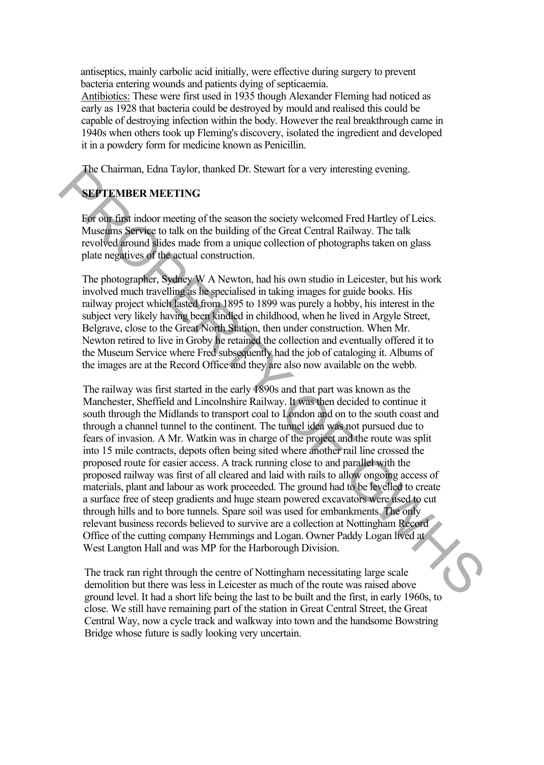antiseptics, mainly carbolic acid initially, were effective during surgery to prevent bacteria entering wounds and patients dying of septicaemia.

Antibiotics: These were first used in 1935 though Alexander Fleming had noticed as early as 1928 that bacteria could be destroyed by mould and realised this could be capable of destroying infection within the body. However the real breakthrough came in 1940s when others took up Fleming's discovery, isolated the ingredient and developed it in a powdery form for medicine known as Penicillin.

The Chairman, Edna Taylor, thanked Dr. Stewart for a very interesting evening.

## SEPTEMBER MEETING

For our first indoor meeting of the season the society welcomed Fred Hartley of Leics. Museums Service to talk on the building of the Great Central Railway. The talk revolved around slides made from a unique collection of photographs taken on glass plate negatives of the actual construction.

The photographer, Sydney W A Newton, had his own studio in Leicester, but his work involved much travelling as he specialised in taking images for guide books. His railway project which lasted from 1895 to 1899 was purely a hobby, his interest in the subject very likely having been kindled in childhood, when he lived in Argyle Street, Belgrave, close to the Great North Station, then under construction. When Mr. Newton retired to live in Groby he retained the collection and eventually offered it to the Museum Service where Fred subsequently had the job of cataloging it. Albums of the images are at the Record Office and they are also now available on the webb.

The railway was first started in the early 1890s and that part was known as the Manchester, Sheffield and Lincolnshire Railway. It was then decided to continue it south through the Midlands to transport coal to London and on to the south coast and through a channel tunnel to the continent. The tunnel idea was not pursued due to fears of invasion. A Mr. Watkin was in charge of the project and the route was split into 15 mile contracts, depots often being sited where another rail line crossed the proposed route for easier access. A track running close to and parallel with the proposed railway was first of all cleared and laid with rails to allow ongoing access of materials, plant and labour as work proceeded. The ground had to be levelled to create a surface free of steep gradients and huge steam powered excavators were used to cut through hills and to bore tunnels. Spare soil was used for embankments. The only relevant business records believed to survive are a collection at Nottingham Record Office of the cutting company Hemmings and Logan. Owner Paddy Logan lived at West Langton Hall and was MP for the Harborough Division.

The track ran right through the centre of Nottingham necessitating large scale demolition but there was less in Leicester as much of the route was raised above ground level. It had a short life being the last to be built and the first, in early 1960s, to close. We still have remaining part of the station in Great Central Street, the Great Central Way, now a cycle track and walkway into town and the handsome Bowstring Bridge whose future is sadly looking very uncertain.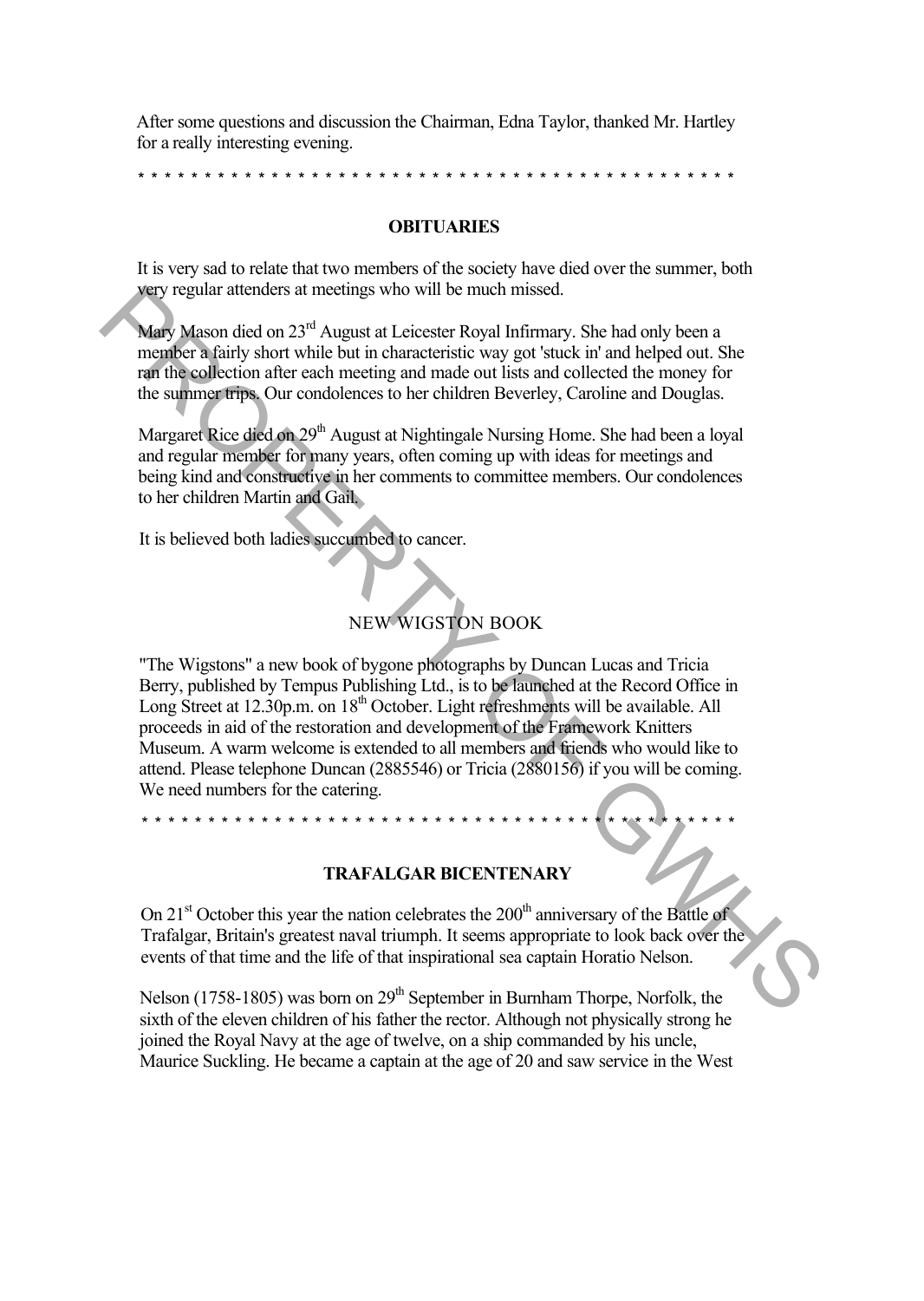After some questions and discussion the Chairman, Edna Taylor, thanked Mr. Hartley for a really interesting evening.

* * * * * * * * * * * * * * * * * * * * * * * * * * * * * * * * * * * * * * * * * * * * * * * *

## OBITUARIES

It is very sad to relate that two members of the society have died over the summer, both very regular attenders at meetings who will be much missed.

Mary Mason died on 23rd August at Leicester Royal Infirmary. She had only been a member a fairly short while but in characteristic way got 'stuck in' and helped out. She ran the collection after each meeting and made out lists and collected the money for the summer trips. Our condolences to her children Beverley, Caroline and Douglas.

Margaret Rice died on 29th August at Nightingale Nursing Home. She had been a loyal and regular member for many years, often coming up with ideas for meetings and being kind and constructive in her comments to committee members. Our condolences to her children Martin and Gail.

It is believed both ladies succumbed to cancer.

## NEW WIGSTON BOOK

"The Wigstons" a new book of bygone photographs by Duncan Lucas and Tricia Berry, published by Tempus Publishing Ltd., is to be launched at the Record Office in Long Street at 12.30p.m. on 18th October. Light refreshments will be available. All proceeds in aid of the restoration and development of the Framework Knitters Museum. A warm welcome is extended to all members and friends who would like to attend. Please telephone Duncan (2885546) or Tricia (2880156) if you will be coming. We need numbers for the catering.

* * * * * * * * * * * * * * * * * * * * * * * * * * * * * * * * * * * * * * * * * * * * * * * *

## TRAFALGAR BICENTENARY

On 21st October this year the nation celebrates the 200th anniversary of the Battle of Trafalgar, Britain's greatest naval triumph. It seems appropriate to look back over the events of that time and the life of that inspirational sea captain Horatio Nelson.

Nelson (1758-1805) was born on 29th September in Burnham Thorpe, Norfolk, the sixth of the eleven children of his father the rector. Although not physically strong he joined the Royal Navy at the age of twelve, on a ship commanded by his uncle, Maurice Suckling. He became a captain at the age of 20 and saw service in the West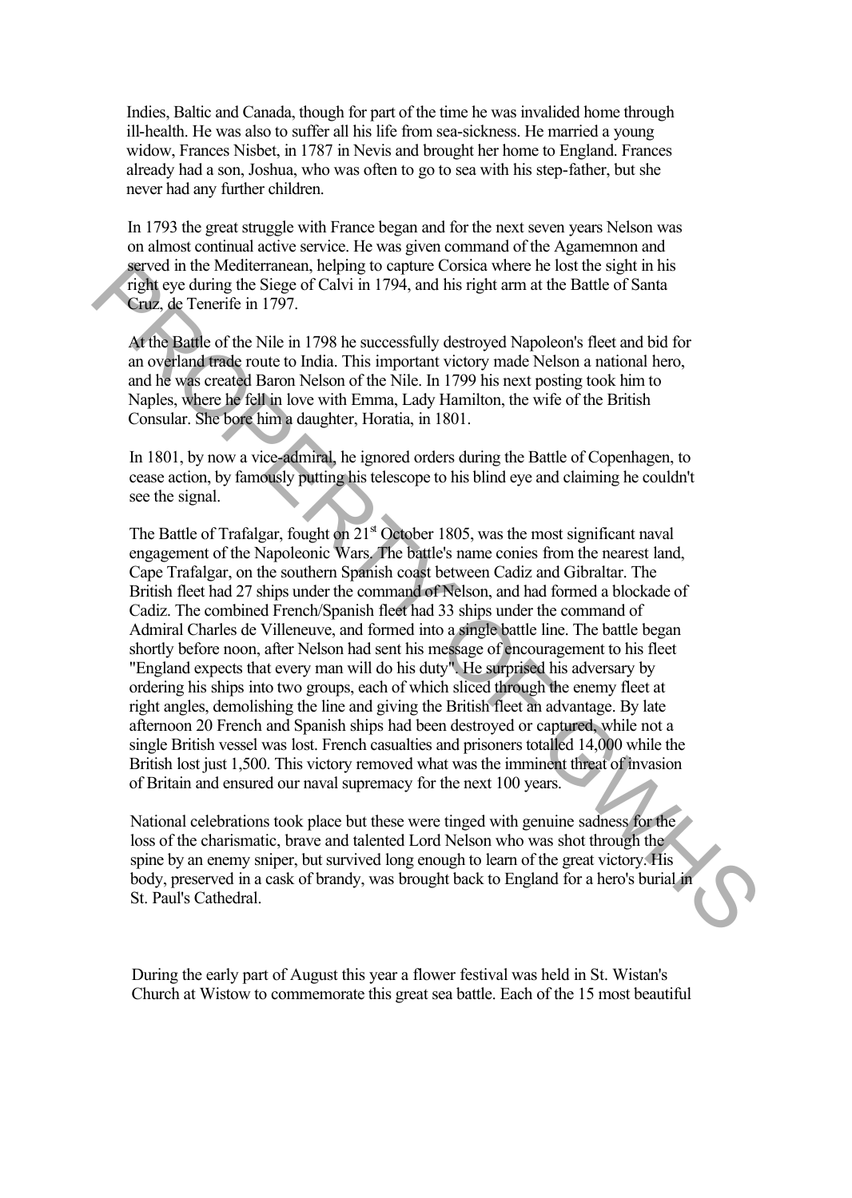Indies, Baltic and Canada, though for part of the time he was invalided home through ill-health. He was also to suffer all his life from sea-sickness. He married a young widow, Frances Nisbet, in 1787 in Nevis and brought her home to England. Frances already had a son, Joshua, who was often to go to sea with his step-father, but she never had any further children.

In 1793 the great struggle with France began and for the next seven years Nelson was on almost continual active service. He was given command of the Agamemnon and served in the Mediterranean, helping to capture Corsica where he lost the sight in his right eye during the Siege of Calvi in 1794, and his right arm at the Battle of Santa Cruz, de Tenerife in 1797.

At the Battle of the Nile in 1798 he successfully destroyed Napoleon's fleet and bid for an overland trade route to India. This important victory made Nelson a national hero, and he was created Baron Nelson of the Nile. In 1799 his next posting took him to Naples, where he fell in love with Emma, Lady Hamilton, the wife of the British Consular. She bore him a daughter, Horatia, in 1801.

In 1801, by now a vice-admiral, he ignored orders during the Battle of Copenhagen, to cease action, by famously putting his telescope to his blind eye and claiming he couldn't see the signal.

The Battle of Trafalgar, fought on 21st October 1805, was the most significant naval engagement of the Napoleonic Wars. The battle's name conies from the nearest land, Cape Trafalgar, on the southern Spanish coast between Cadiz and Gibraltar. The British fleet had 27 ships under the command of Nelson, and had formed a blockade of Cadiz. The combined French/Spanish fleet had 33 ships under the command of Admiral Charles de Villeneuve, and formed into a single battle line. The battle began shortly before noon, after Nelson had sent his message of encouragement to his fleet "England expects that every man will do his duty". He surprised his adversary by ordering his ships into two groups, each of which sliced through the enemy fleet at right angles, demolishing the line and giving the British fleet an advantage. By late afternoon 20 French and Spanish ships had been destroyed or captured, while not a single British vessel was lost. French casualties and prisoners totalled 14,000 while the British lost just 1,500. This victory removed what was the imminent threat of invasion of Britain and ensured our naval supremacy for the next 100 years.

National celebrations took place but these were tinged with genuine sadness for the loss of the charismatic, brave and talented Lord Nelson who was shot through the spine by an enemy sniper, but survived long enough to learn of the great victory. His body, preserved in a cask of brandy, was brought back to England for a hero's burial in St. Paul's Cathedral.

During the early part of August this year a flower festival was held in St. Wistan's Church at Wistow to commemorate this great sea battle. Each of the 15 most beautiful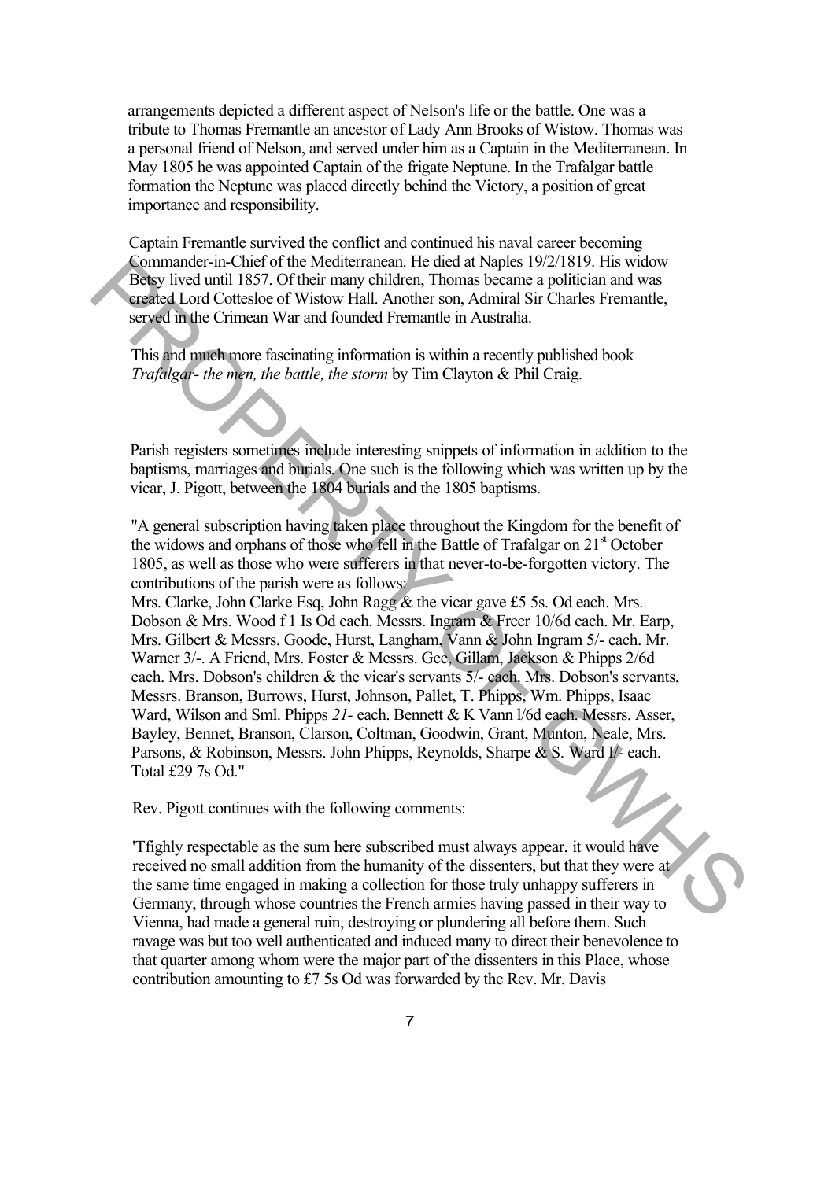arrangements depicted a different aspect of Nelson's life or the battle. One was a tribute to Thomas Fremantle an ancestor of Lady Ann Brooks of Wistow. Thomas was a personal friend of Nelson, and served under him as a Captain in the Mediterranean. In May 1805 he was appointed Captain of the frigate Neptune. In the Trafalgar battle formation the Neptune was placed directly behind the Victory, a position of great importance and responsibility.

Captain Fremantle survived the conflict and continued his naval career becoming Commander-in-Chief of the Mediterranean. He died at Naples 19/2/1819. His widow Betsy lived until 1857. Of their many children, Thomas became a politician and was created Lord Cottesloe of Wistow Hall. Another son, Admiral Sir Charles Fremantle, served in the Crimean War and founded Fremantle in Australia.

This and much more fascinating information is within a recently published book *Trafalgar- the men, the battle, the storm* by Tim Clayton & Phil Craig.

Parish registers sometimes include interesting snippets of information in addition to the baptisms, marriages and burials. One such is the following which was written up by the vicar, J. Pigott, between the 1804 burials and the 1805 baptisms.

"A general subscription having taken place throughout the Kingdom for the benefit of the widows and orphans of those who fell in the Battle of Trafalgar on 21st October 1805, as well as those who were sufferers in that never-to-be-forgotten victory. The contributions of the parish were as follows:
Mrs. Clarke, John Clarke Esq, John Ragg & the vicar gave £5 5s. Od each. Mrs. Dobson & Mrs. Wood f 1 Is Od each. Messrs. Ingram & Freer 10/6d each. Mr. Earp, Mrs. Gilbert & Messrs. Goode, Hurst, Langham, Vann & John Ingram 5/- each. Mr. Warner 3/-. A Friend, Mrs. Foster & Messrs. Gee, Gillam, Jackson & Phipps 2/6d each. Mrs. Dobson's children & the vicar's servants 5/- each. Mrs. Dobson's servants, Messrs. Branson, Burrows, Hurst, Johnson, Pallet, T. Phipps, Wm. Phipps, Isaac Ward, Wilson and Sml. Phipps *21-* each. Bennett & K Vann l/6d each. Messrs. Asser, Bayley, Bennet, Branson, Clarson, Coltman, Goodwin, Grant, Munton, Neale, Mrs. Parsons, & Robinson, Messrs. John Phipps, Reynolds, Sharpe & S. Ward I/- each. Total £29 7s Od."

Rev. Pigott continues with the following comments:

'Tfighly respectable as the sum here subscribed must always appear, it would have received no small addition from the humanity of the dissenters, but that they were at the same time engaged in making a collection for those truly unhappy sufferers in Germany, through whose countries the French armies having passed in their way to Vienna, had made a general ruin, destroying or plundering all before them. Such ravage was but too well authenticated and induced many to direct their benevolence to that quarter among whom were the major part of the dissenters in this Place, whose contribution amounting to £7 5s Od was forwarded by the Rev. Mr. Davis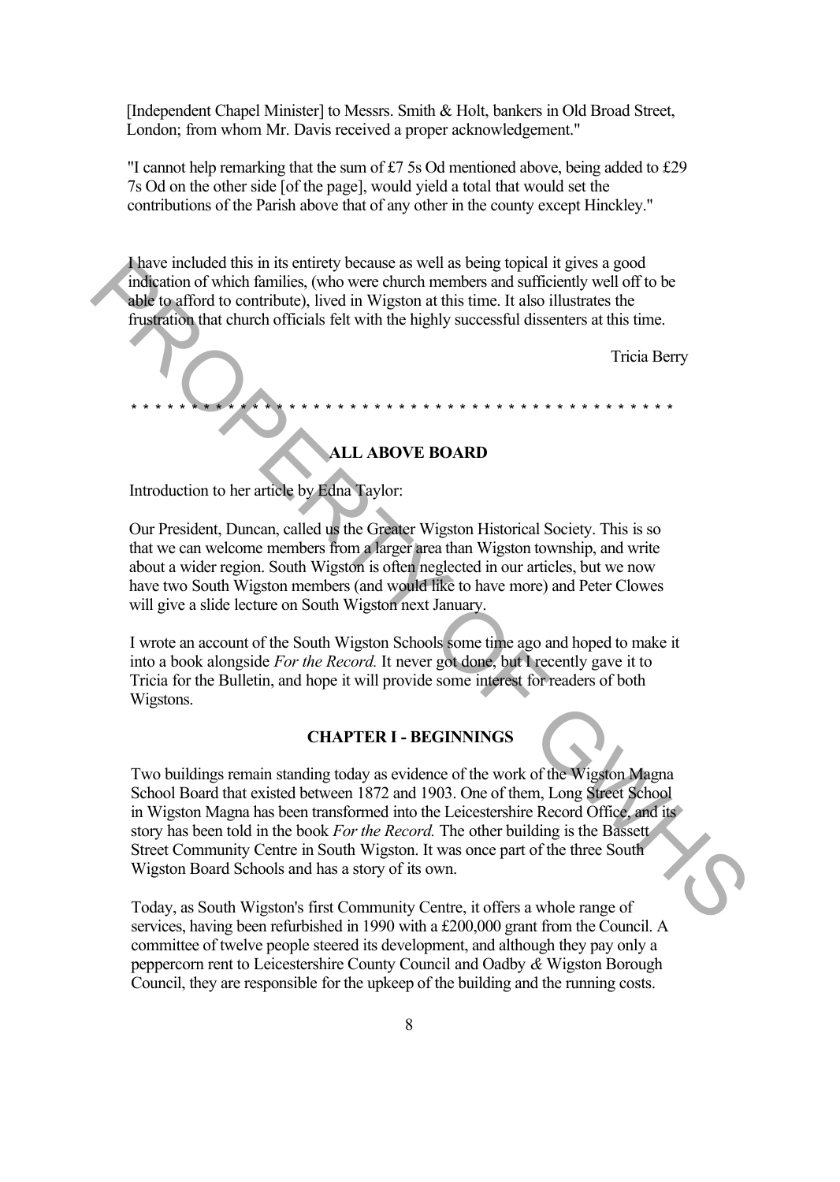[Independent Chapel Minister] to Messrs. Smith & Holt, bankers in Old Broad Street, London; from whom Mr. Davis received a proper acknowledgement."

"I cannot help remarking that the sum of £7 5s Od mentioned above, being added to £29 7s Od on the other side [of the page], would yield a total that would set the contributions of the Parish above that of any other in the county except Hinckley."

I have included this in its entirety because as well as being topical it gives a good indication of which families, (who were church members and sufficiently well off to be able to afford to contribute), lived in Wigston at this time. It also illustrates the frustration that church officials felt with the highly successful dissenters at this time.

Tricia Berry

* * * * * * * * * * * * * * * * * * * * * * * * * * * * * * * * * * * * * * * * * * * * * * * * * * *

## ALL ABOVE BOARD

Introduction to her article by Edna Taylor:

Our President, Duncan, called us the Greater Wigston Historical Society. This is so that we can welcome members from a larger area than Wigston township, and write about a wider region. South Wigston is often neglected in our articles, but we now have two South Wigston members (and would like to have more) and Peter Clowes will give a slide lecture on South Wigston next January.

I wrote an account of the South Wigston Schools some time ago and hoped to make it into a book alongside *For the Record.* It never got done, but I recently gave it to Tricia for the Bulletin, and hope it will provide some interest for readers of both Wigstons.

### CHAPTER I - BEGINNINGS

Two buildings remain standing today as evidence of the work of the Wigston Magna School Board that existed between 1872 and 1903. One of them, Long Street School in Wigston Magna has been transformed into the Leicestershire Record Office, and its story has been told in the book *For the Record.* The other building is the Bassett Street Community Centre in South Wigston. It was once part of the three South Wigston Board Schools and has a story of its own.

Today, as South Wigston's first Community Centre, it offers a whole range of services, having been refurbished in 1990 with a £200,000 grant from the Council. A committee of twelve people steered its development, and although they pay only a peppercorn rent to Leicestershire County Council and Oadby *&* Wigston Borough Council, they are responsible for the upkeep of the building and the running costs.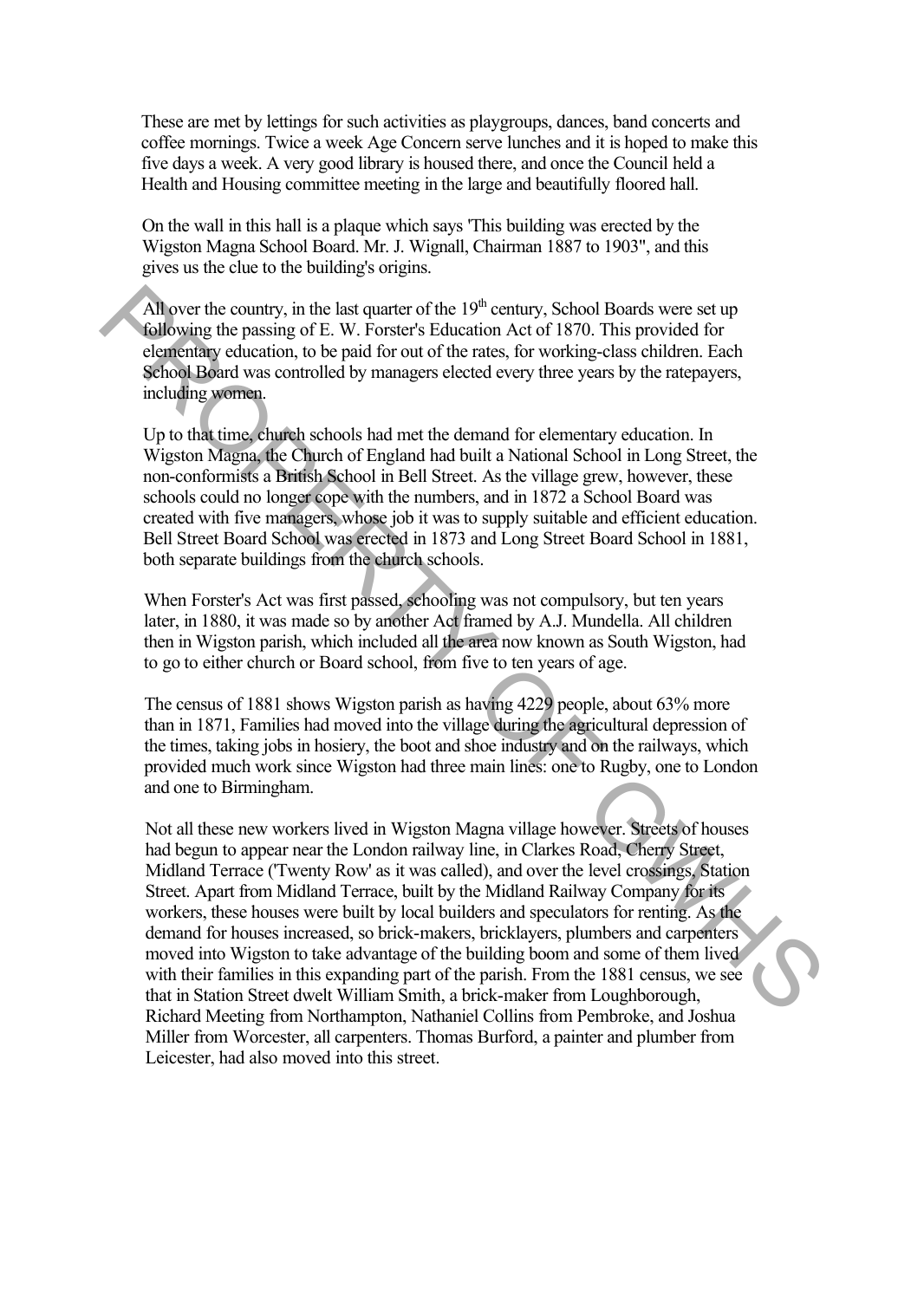These are met by lettings for such activities as playgroups, dances, band concerts and coffee mornings. Twice a week Age Concern serve lunches and it is hoped to make this five days a week. A very good library is housed there, and once the Council held a Health and Housing committee meeting in the large and beautifully floored hall.

On the wall in this hall is a plaque which says 'This building was erected by the Wigston Magna School Board. Mr. J. Wignall, Chairman 1887 to 1903", and this gives us the clue to the building's origins.

All over the country, in the last quarter of the 19th century, School Boards were set up following the passing of E. W. Forster's Education Act of 1870. This provided for elementary education, to be paid for out of the rates, for working-class children. Each School Board was controlled by managers elected every three years by the ratepayers, including women.

Up to that time, church schools had met the demand for elementary education. In Wigston Magna, the Church of England had built a National School in Long Street, the non-conformists a British School in Bell Street. As the village grew, however, these schools could no longer cope with the numbers, and in 1872 a School Board was created with five managers, whose job it was to supply suitable and efficient education. Bell Street Board School was erected in 1873 and Long Street Board School in 1881, both separate buildings from the church schools.

When Forster's Act was first passed, schooling was not compulsory, but ten years later, in 1880, it was made so by another Act framed by A.J. Mundella. All children then in Wigston parish, which included all the area now known as South Wigston, had to go to either church or Board school, from five to ten years of age.

The census of 1881 shows Wigston parish as having 4229 people, about 63% more than in 1871, Families had moved into the village during the agricultural depression of the times, taking jobs in hosiery, the boot and shoe industry and on the railways, which provided much work since Wigston had three main lines: one to Rugby, one to London and one to Birmingham.

Not all these new workers lived in Wigston Magna village however. Streets of houses had begun to appear near the London railway line, in Clarkes Road, Cherry Street, Midland Terrace ('Twenty Row' as it was called), and over the level crossings, Station Street. Apart from Midland Terrace, built by the Midland Railway Company for its workers, these houses were built by local builders and speculators for renting. As the demand for houses increased, so brick-makers, bricklayers, plumbers and carpenters moved into Wigston to take advantage of the building boom and some of them lived with their families in this expanding part of the parish. From the 1881 census, we see that in Station Street dwelt William Smith, a brick-maker from Loughborough, Richard Meeting from Northampton, Nathaniel Collins from Pembroke, and Joshua Miller from Worcester, all carpenters. Thomas Burford, a painter and plumber from Leicester, had also moved into this street.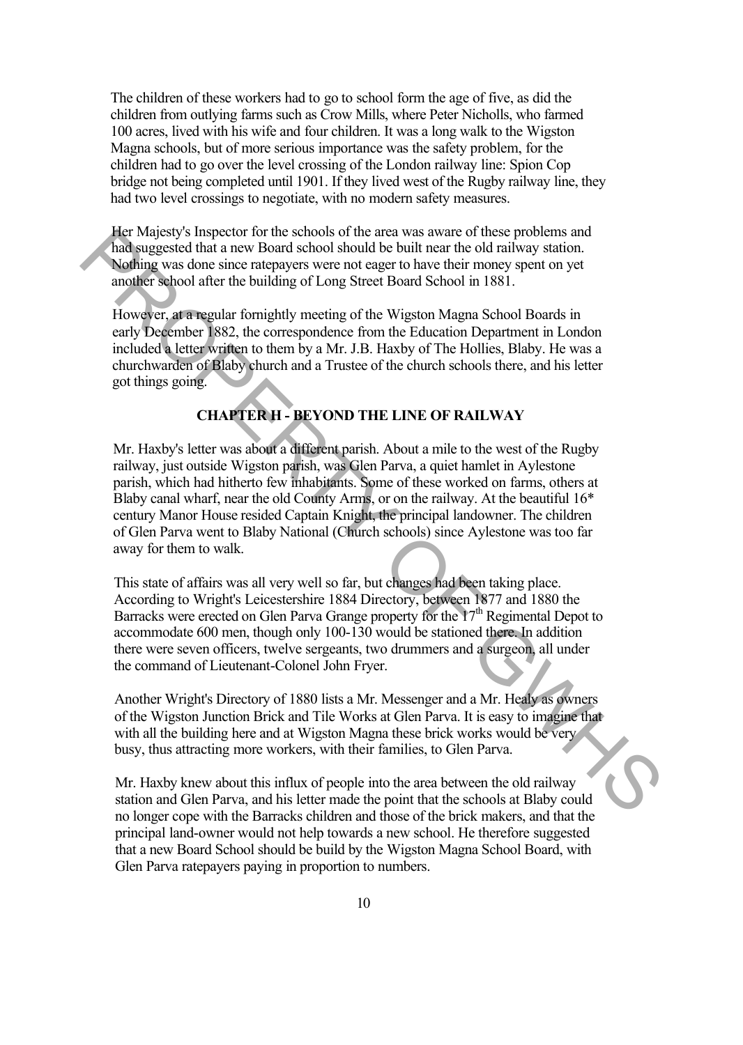The children of these workers had to go to school form the age of five, as did the children from outlying farms such as Crow Mills, where Peter Nicholls, who farmed 100 acres, lived with his wife and four children. It was a long walk to the Wigston Magna schools, but of more serious importance was the safety problem, for the children had to go over the level crossing of the London railway line: Spion Cop bridge not being completed until 1901. If they lived west of the Rugby railway line, they had two level crossings to negotiate, with no modern safety measures.

Her Majesty's Inspector for the schools of the area was aware of these problems and had suggested that a new Board school should be built near the old railway station. Nothing was done since ratepayers were not eager to have their money spent on yet another school after the building of Long Street Board School in 1881.

However, at a regular fornightly meeting of the Wigston Magna School Boards in early December 1882, the correspondence from the Education Department in London included a letter written to them by a Mr. J.B. Haxby of The Hollies, Blaby. He was a churchwarden of Blaby church and a Trustee of the church schools there, and his letter got things going.

## CHAPTER II - BEYOND THE LINE OF RAILWAY

Mr. Haxby's letter was about a different parish. About a mile to the west of the Rugby railway, just outside Wigston parish, was Glen Parva, a quiet hamlet in Aylestone parish, which had hitherto few inhabitants. Some of these worked on farms, others at Blaby canal wharf, near the old County Arms, or on the railway. At the beautiful 16* century Manor House resided Captain Knight, the principal landowner. The children of Glen Parva went to Blaby National (Church schools) since Aylestone was too far away for them to walk.

This state of affairs was all very well so far, but changes had been taking place. According to Wright's Leicestershire 1884 Directory, between 1877 and 1880 the Barracks were erected on Glen Parva Grange property for the 17th Regimental Depot to accommodate 600 men, though only 100-130 would be stationed there. In addition there were seven officers, twelve sergeants, two drummers and a surgeon, all under the command of Lieutenant-Colonel John Fryer.

Another Wright's Directory of 1880 lists a Mr. Messenger and a Mr. Healy as owners of the Wigston Junction Brick and Tile Works at Glen Parva. It is easy to imagine that with all the building here and at Wigston Magna these brick works would be very busy, thus attracting more workers, with their families, to Glen Parva.

Mr. Haxby knew about this influx of people into the area between the old railway station and Glen Parva, and his letter made the point that the schools at Blaby could no longer cope with the Barracks children and those of the brick makers, and that the principal land-owner would not help towards a new school. He therefore suggested that a new Board School should be build by the Wigston Magna School Board, with Glen Parva ratepayers paying in proportion to numbers.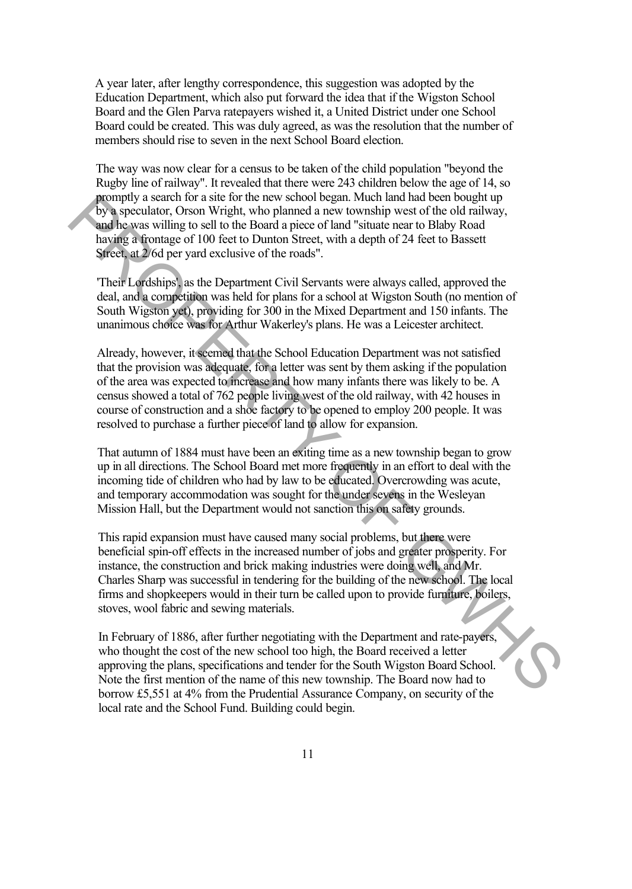A year later, after lengthy correspondence, this suggestion was adopted by the Education Department, which also put forward the idea that if the Wigston School Board and the Glen Parva ratepayers wished it, a United District under one School Board could be created. This was duly agreed, as was the resolution that the number of members should rise to seven in the next School Board election.

The way was now clear for a census to be taken of the child population "beyond the Rugby line of railway". It revealed that there were 243 children below the age of 14, so promptly a search for a site for the new school began. Much land had been bought up by a speculator, Orson Wright, who planned a new township west of the old railway, and he was willing to sell to the Board a piece of land "situate near to Blaby Road having a frontage of 100 feet to Dunton Street, with a depth of 24 feet to Bassett Street, at 2/6d per yard exclusive of the roads".

'Their Lordships', as the Department Civil Servants were always called, approved the deal, and a competition was held for plans for a school at Wigston South (no mention of South Wigston yet), providing for 300 in the Mixed Department and 150 infants. The unanimous choice was for Arthur Wakerley's plans. He was a Leicester architect.

Already, however, it seemed that the School Education Department was not satisfied that the provision was adequate, for a letter was sent by them asking if the population of the area was expected to increase and how many infants there was likely to be. A census showed a total of 762 people living west of the old railway, with 42 houses in course of construction and a shoe factory to be opened to employ 200 people. It was resolved to purchase a further piece of land to allow for expansion.

That autumn of 1884 must have been an exiting time as a new township began to grow up in all directions. The School Board met more frequently in an effort to deal with the incoming tide of children who had by law to be educated. Overcrowding was acute, and temporary accommodation was sought for the under sevens in the Wesleyan Mission Hall, but the Department would not sanction this on safety grounds.

This rapid expansion must have caused many social problems, but there were beneficial spin-off effects in the increased number of jobs and greater prosperity. For instance, the construction and brick making industries were doing well, and Mr. Charles Sharp was successful in tendering for the building of the new school. The local firms and shopkeepers would in their turn be called upon to provide furniture, boilers, stoves, wool fabric and sewing materials.

In February of 1886, after further negotiating with the Department and rate-payers, who thought the cost of the new school too high, the Board received a letter approving the plans, specifications and tender for the South Wigston Board School. Note the first mention of the name of this new township. The Board now had to borrow £5,551 at 4% from the Prudential Assurance Company, on security of the local rate and the School Fund. Building could begin.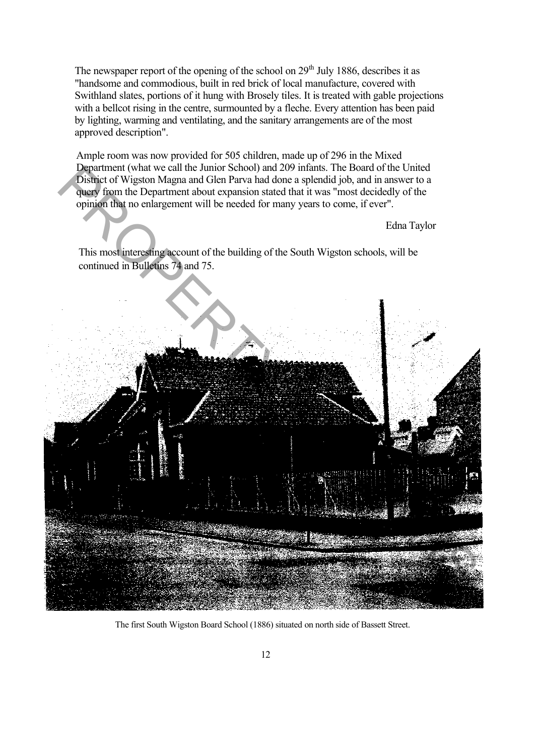The newspaper report of the opening of the school on 29th July 1886, describes it as "handsome and commodious, built in red brick of local manufacture, covered with Swithland slates, portions of it hung with Brosely tiles. It is treated with gable projections with a bellcot rising in the centre, surmounted by a fleche. Every attention has been paid by lighting, warming and ventilating, and the sanitary arrangements are of the most approved description".

Ample room was now provided for 505 children, made up of 296 in the Mixed Department (what we call the Junior School) and 209 infants. The Board of the United District of Wigston Magna and Glen Parva had done a splendid job, and in answer to a query from the Department about expansion stated that it was "most decidedly of the opinion that no enlargement will be needed for many years to come, if ever".

Edna Taylor

This most interesting account of the building of the South Wigston schools, will be continued in Bulletins 74 and 75.

The first South Wigston Board School (1886) situated on north side of Bassett Street.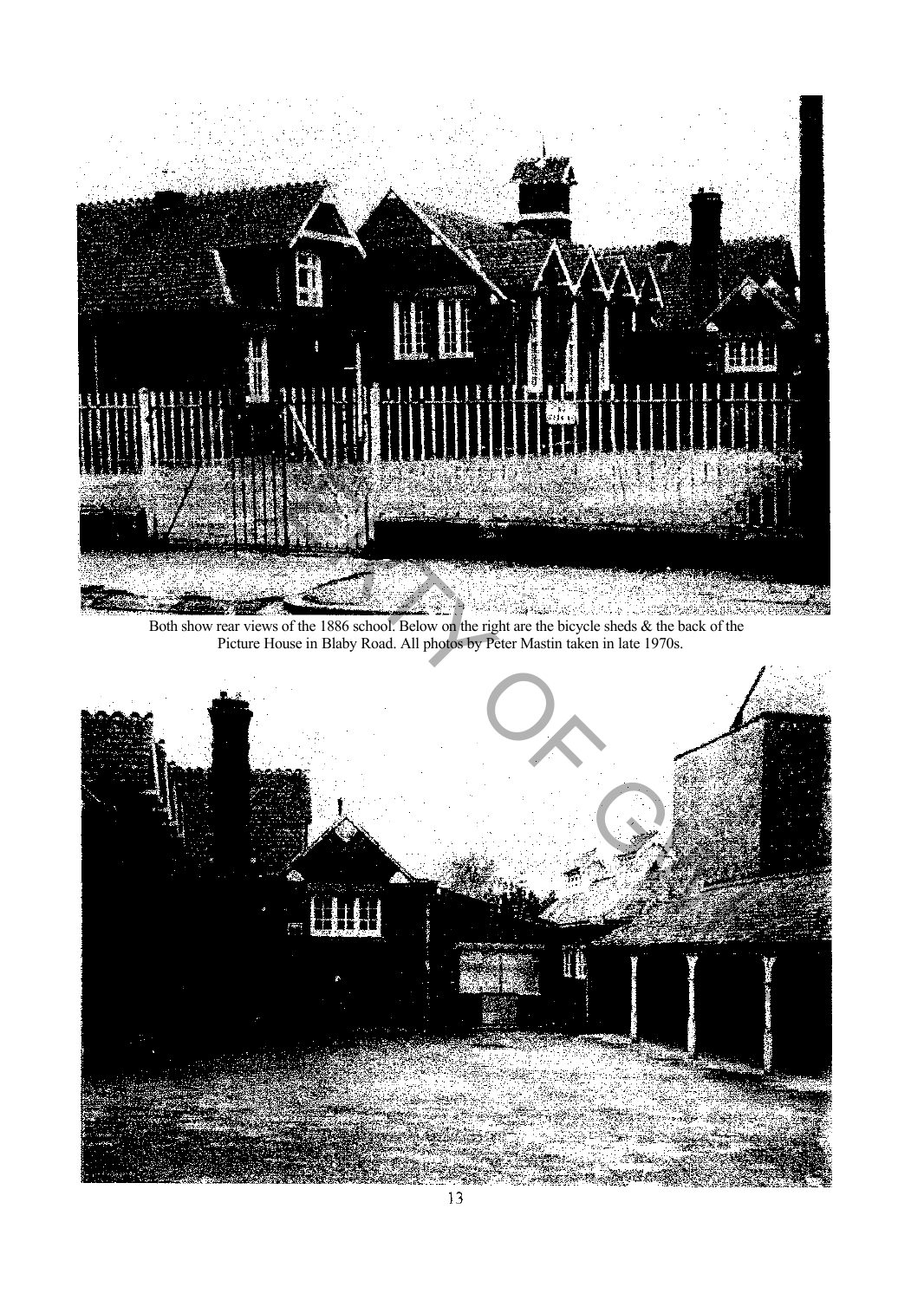Both show rear views of the 1886 school. Below on the right are the bicycle sheds & the back of the Picture House in Blaby Road. All photos by Peter Mastin taken in late 1970s.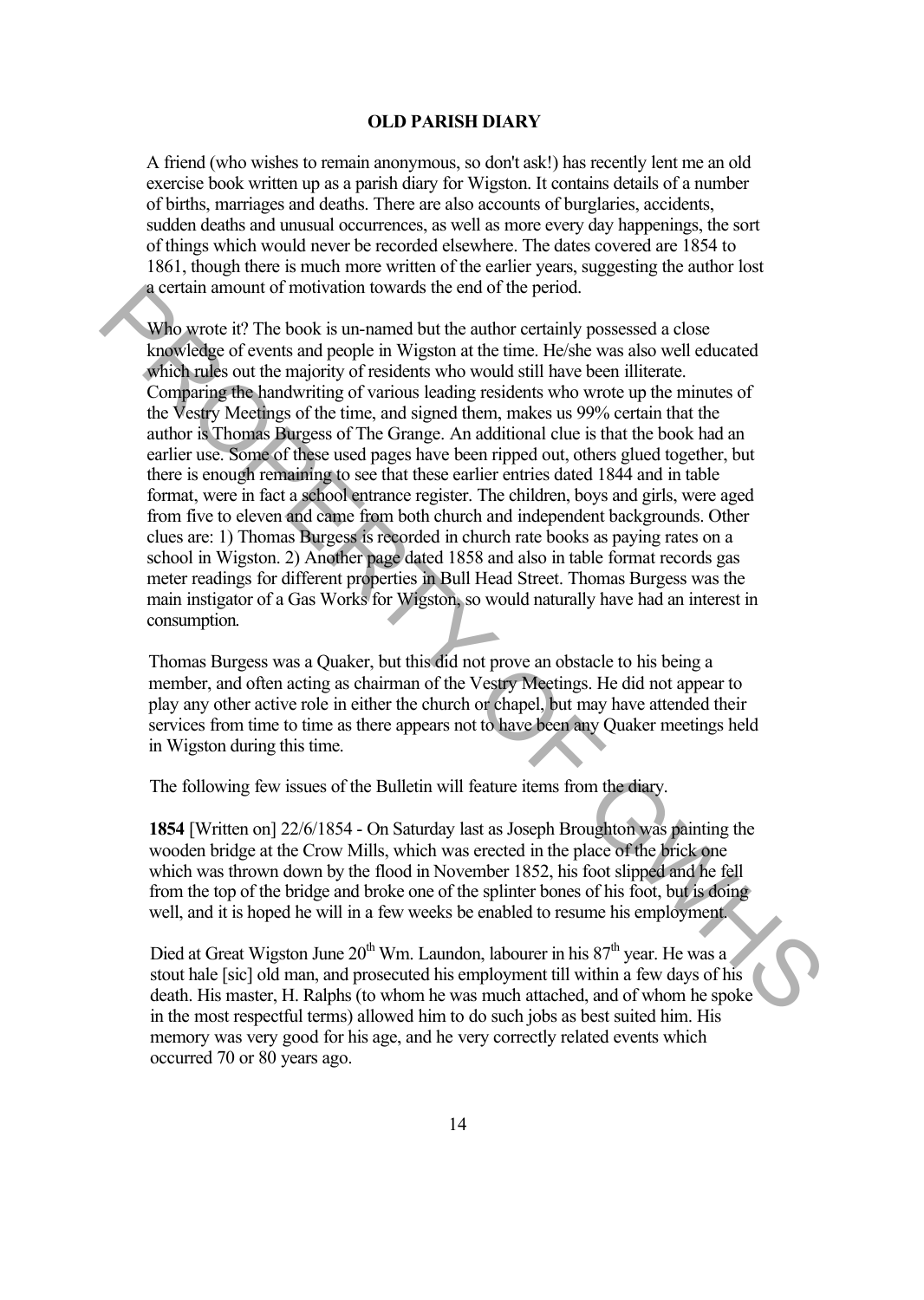**OLD PARISH DIARY**

A friend (who wishes to remain anonymous, so don't ask!) has recently lent me an old exercise book written up as a parish diary for Wigston. It contains details of a number of births, marriages and deaths. There are also accounts of burglaries, accidents, sudden deaths and unusual occurrences, as well as more every day happenings, the sort of things which would never be recorded elsewhere. The dates covered are 1854 to 1861, though there is much more written of the earlier years, suggesting the author lost a certain amount of motivation towards the end of the period.

Who wrote it? The book is un-named but the author certainly possessed a close knowledge of events and people in Wigston at the time. He/she was also well educated which rules out the majority of residents who would still have been illiterate. Comparing the handwriting of various leading residents who wrote up the minutes of the Vestry Meetings of the time, and signed them, makes us 99% certain that the author is Thomas Burgess of The Grange. An additional clue is that the book had an earlier use. Some of these used pages have been ripped out, others glued together, but there is enough remaining to see that these earlier entries dated 1844 and in table format, were in fact a school entrance register. The children, boys and girls, were aged from five to eleven and came from both church and independent backgrounds. Other clues are: 1) Thomas Burgess is recorded in church rate books as paying rates on a school in Wigston. 2) Another page dated 1858 and also in table format records gas meter readings for different properties in Bull Head Street. Thomas Burgess was the main instigator of a Gas Works for Wigston, so would naturally have had an interest in consumption.

Thomas Burgess was a Quaker, but this did not prove an obstacle to his being a member, and often acting as chairman of the Vestry Meetings. He did not appear to play any other active role in either the church or chapel, but may have attended their services from time to time as there appears not to have been any Quaker meetings held in Wigston during this time.

The following few issues of the Bulletin will feature items from the diary.

**1854** [Written on] 22/6/1854 - On Saturday last as Joseph Broughton was painting the wooden bridge at the Crow Mills, which was erected in the place of the brick one which was thrown down by the flood in November 1852, his foot slipped and he fell from the top of the bridge and broke one of the splinter bones of his foot, but is doing well, and it is hoped he will in a few weeks be enabled to resume his employment.

Died at Great Wigston June 20th Wm. Laundon, labourer in his 87th year. He was a stout hale [sic] old man, and prosecuted his employment till within a few days of his death. His master, H. Ralphs (to whom he was much attached, and of whom he spoke in the most respectful terms) allowed him to do such jobs as best suited him. His memory was very good for his age, and he very correctly related events which occurred 70 or 80 years ago.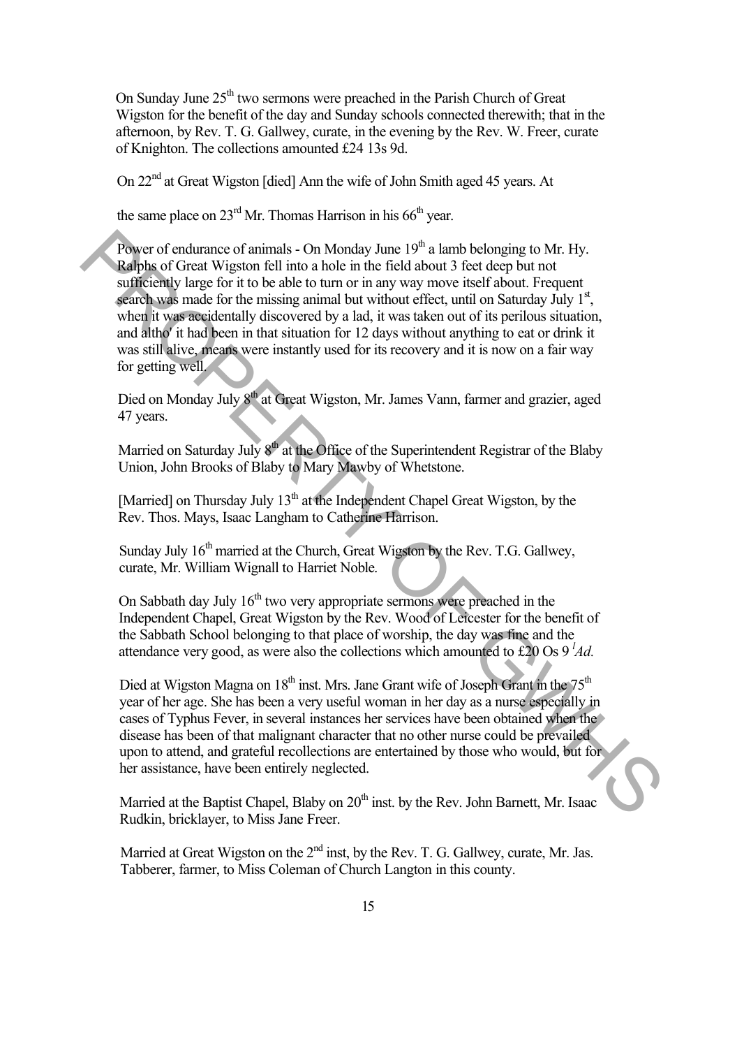On Sunday June 25th two sermons were preached in the Parish Church of Great Wigston for the benefit of the day and Sunday schools connected therewith; that in the afternoon, by Rev. T. G. Gallwey, curate, in the evening by the Rev. W. Freer, curate of Knighton. The collections amounted £24 13s 9d.

On 22nd at Great Wigston [died] Ann the wife of John Smith aged 45 years. At

the same place on 23rd Mr. Thomas Harrison in his 66th year.

Power of endurance of animals - On Monday June 19th a lamb belonging to Mr. Hy. Ralphs of Great Wigston fell into a hole in the field about 3 feet deep but not sufficiently large for it to be able to turn or in any way move itself about. Frequent search was made for the missing animal but without effect, until on Saturday July 1st, when it was accidentally discovered by a lad, it was taken out of its perilous situation, and altho' it had been in that situation for 12 days without anything to eat or drink it was still alive, means were instantly used for its recovery and it is now on a fair way for getting well.

Died on Monday July 8th at Great Wigston, Mr. James Vann, farmer and grazier, aged 47 years.

Married on Saturday July 8th at the Office of the Superintendent Registrar of the Blaby Union, John Brooks of Blaby to Mary Mawby of Whetstone.

[Married] on Thursday July 13th at the Independent Chapel Great Wigston, by the Rev. Thos. Mays, Isaac Langham to Catherine Harrison.

Sunday July 16th married at the Church, Great Wigston by the Rev. T.G. Gallwey, curate, Mr. William Wignall to Harriet Noble.

On Sabbath day July 16th two very appropriate sermons were preached in the Independent Chapel, Great Wigston by the Rev. Wood of Leicester for the benefit of the Sabbath School belonging to that place of worship, the day was fine and the attendance very good, as were also the collections which amounted to £20 0s 9 *l*/*Ad.*

Died at Wigston Magna on 18th inst. Mrs. Jane Grant wife of Joseph Grant in the 75th year of her age. She has been a very useful woman in her day as a nurse especially in cases of Typhus Fever, in several instances her services have been obtained when the disease has been of that malignant character that no other nurse could be prevailed upon to attend, and grateful recollections are entertained by those who would, but for her assistance, have been entirely neglected.

Married at the Baptist Chapel, Blaby on 20th inst. by the Rev. John Barnett, Mr. Isaac Rudkin, bricklayer, to Miss Jane Freer.

Married at Great Wigston on the 2nd inst, by the Rev. T. G. Gallwey, curate, Mr. Jas. Tabberer, farmer, to Miss Coleman of Church Langton in this county.